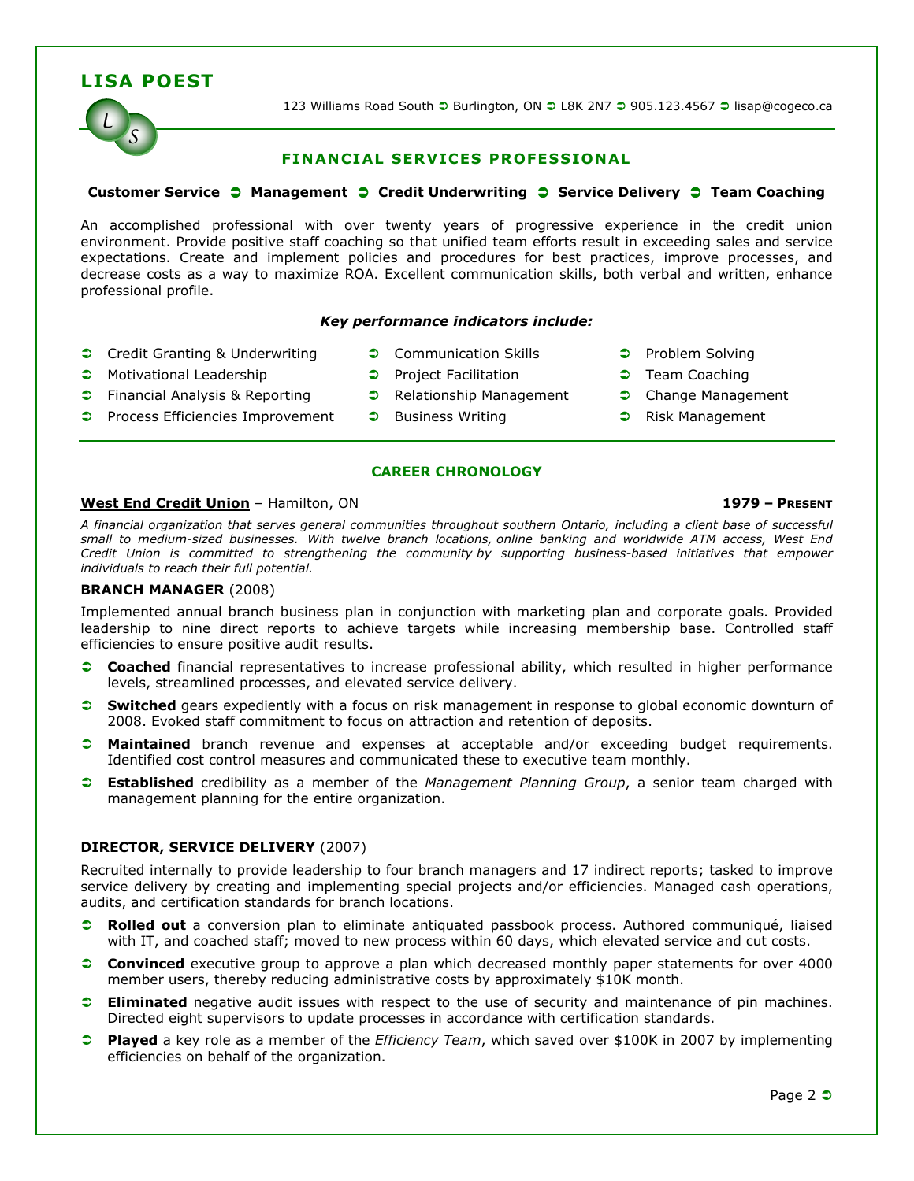# LISA POEST

123 Williams Road South ➲ Burlington, ON ➲ L8K 2N7 ➲ 905.123.4567 ➲ lisap@cogeco.ca

## FINANCIAL SERVICES PROFESSIONAL

**Customer Service ➲ Management ➲ Credit Underwriting ➲ Service Delivery ➲ Team Coaching**

An accomplished professional with over twenty years of progressive experience in the credit union environment. Provide positive staff coaching so that unified team efforts result in exceeding sales and service expectations. Create and implement policies and procedures for best practices, improve processes, and decrease costs as a way to maximize ROA. Excellent communication skills, both verbal and written, enhance professional profile.

***Key performance indicators include:***

- Credit Granting & Underwriting
- Motivational Leadership
- Financial Analysis & Reporting
- Process Efficiencies Improvement
- Communication Skills
- Project Facilitation
- Relationship Management
- Business Writing
- Problem Solving
- Team Coaching
- Change Management
- Risk Management

## CAREER CHRONOLOGY

**West End Credit Union** – Hamilton, ON **1979 – PRESENT**

*A financial organization that serves general communities throughout southern Ontario, including a client base of successful small to medium-sized businesses. With twelve branch locations, online banking and worldwide ATM access, West End Credit Union is committed to strengthening the community by supporting business-based initiatives that empower individuals to reach their full potential.*

### BRANCH MANAGER (2008)

Implemented annual branch business plan in conjunction with marketing plan and corporate goals. Provided leadership to nine direct reports to achieve targets while increasing membership base. Controlled staff efficiencies to ensure positive audit results.

- **Coached** financial representatives to increase professional ability, which resulted in higher performance levels, streamlined processes, and elevated service delivery.
- **Switched** gears expediently with a focus on risk management in response to global economic downturn of 2008. Evoked staff commitment to focus on attraction and retention of deposits.
- **Maintained** branch revenue and expenses at acceptable and/or exceeding budget requirements. Identified cost control measures and communicated these to executive team monthly.
- **Established** credibility as a member of the *Management Planning Group*, a senior team charged with management planning for the entire organization.

### DIRECTOR, SERVICE DELIVERY (2007)

Recruited internally to provide leadership to four branch managers and 17 indirect reports; tasked to improve service delivery by creating and implementing special projects and/or efficiencies. Managed cash operations, audits, and certification standards for branch locations.

- **Rolled out** a conversion plan to eliminate antiquated passbook process. Authored communiqué, liaised with IT, and coached staff; moved to new process within 60 days, which elevated service and cut costs.
- **Convinced** executive group to approve a plan which decreased monthly paper statements for over 4000 member users, thereby reducing administrative costs by approximately $10K month.
- **Eliminated** negative audit issues with respect to the use of security and maintenance of pin machines. Directed eight supervisors to update processes in accordance with certification standards.
- **Played** a key role as a member of the *Efficiency Team*, which saved over $100K in 2007 by implementing efficiencies on behalf of the organization.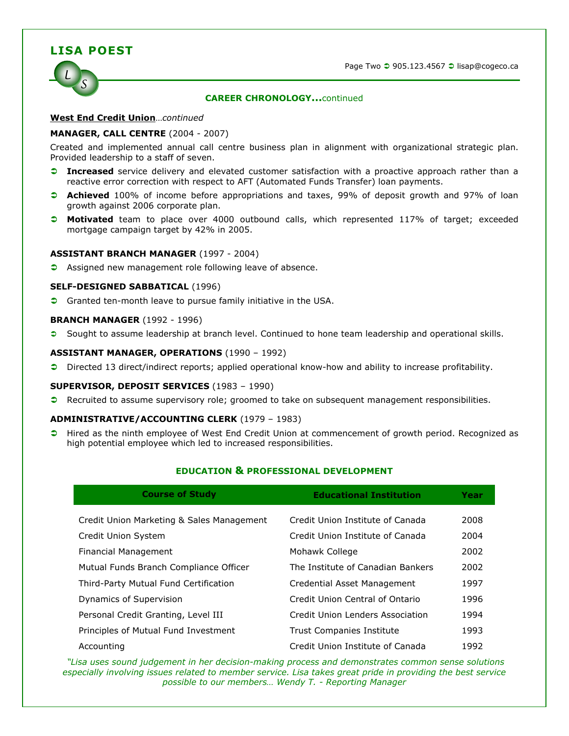## CAREER CHRONOLOGY...continued

**West End Credit Union**...*continued*

**MANAGER, CALL CENTRE** (2004 - 2007)

Created and implemented annual call centre business plan in alignment with organizational strategic plan. Provided leadership to a staff of seven.

- **Increased** service delivery and elevated customer satisfaction with a proactive approach rather than a reactive error correction with respect to AFT (Automated Funds Transfer) loan payments.
- **Achieved** 100% of income before appropriations and taxes, 99% of deposit growth and 97% of loan growth against 2006 corporate plan.
- **Motivated** team to place over 4000 outbound calls, which represented 117% of target; exceeded mortgage campaign target by 42% in 2005.

**ASSISTANT BRANCH MANAGER** (1997 - 2004)

- Assigned new management role following leave of absence.

**SELF-DESIGNED SABBATICAL** (1996)

- Granted ten-month leave to pursue family initiative in the USA.

**BRANCH MANAGER** (1992 - 1996)

- Sought to assume leadership at branch level. Continued to hone team leadership and operational skills.

**ASSISTANT MANAGER, OPERATIONS** (1990 – 1992)

- Directed 13 direct/indirect reports; applied operational know-how and ability to increase profitability.

**SUPERVISOR, DEPOSIT SERVICES** (1983 – 1990)

- Recruited to assume supervisory role; groomed to take on subsequent management responsibilities.

**ADMINISTRATIVE/ACCOUNTING CLERK** (1979 – 1983)

- Hired as the ninth employee of West End Credit Union at commencement of growth period. Recognized as high potential employee which led to increased responsibilities.

## EDUCATION & PROFESSIONAL DEVELOPMENT

| Course of Study | Educational Institution | Year |
|---|---|---|
| Credit Union Marketing & Sales Management | Credit Union Institute of Canada | 2008 |
| Credit Union System | Credit Union Institute of Canada | 2004 |
| Financial Management | Mohawk College | 2002 |
| Mutual Funds Branch Compliance Officer | The Institute of Canadian Bankers | 2002 |
| Third-Party Mutual Fund Certification | Credential Asset Management | 1997 |
| Dynamics of Supervision | Credit Union Central of Ontario | 1996 |
| Personal Credit Granting, Level III | Credit Union Lenders Association | 1994 |
| Principles of Mutual Fund Investment | Trust Companies Institute | 1993 |
| Accounting | Credit Union Institute of Canada | 1992 |

*"Lisa uses sound judgement in her decision-making process and demonstrates common sense solutions especially involving issues related to member service. Lisa takes great pride in providing the best service possible to our members… Wendy T. - Reporting Manager*